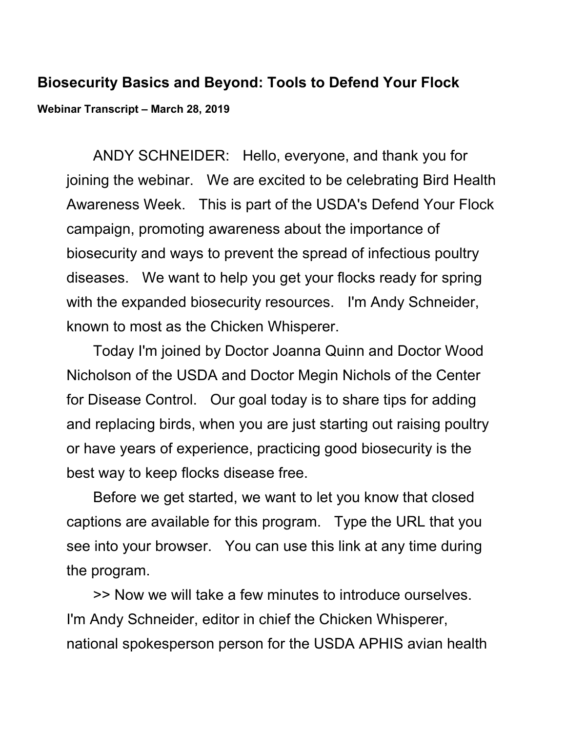## Biosecurity Basics and Beyond: Tools to Defend Your Flock

**Webinar Transcript – March 28, 2019**

ANDY SCHNEIDER: Hello, everyone, and thank you for joining the webinar. We are excited to be celebrating Bird Health Awareness Week. This is part of the USDA's Defend Your Flock campaign, promoting awareness about the importance of biosecurity and ways to prevent the spread of infectious poultry diseases. We want to help you get your flocks ready for spring with the expanded biosecurity resources. I'm Andy Schneider, known to most as the Chicken Whisperer.

Today I'm joined by Doctor Joanna Quinn and Doctor Wood Nicholson of the USDA and Doctor Megin Nichols of the Center for Disease Control. Our goal today is to share tips for adding and replacing birds, when you are just starting out raising poultry or have years of experience, practicing good biosecurity is the best way to keep flocks disease free.

Before we get started, we want to let you know that closed captions are available for this program. Type the URL that you see into your browser. You can use this link at any time during the program.

>> Now we will take a few minutes to introduce ourselves. I'm Andy Schneider, editor in chief the Chicken Whisperer, national spokesperson person for the USDA APHIS avian health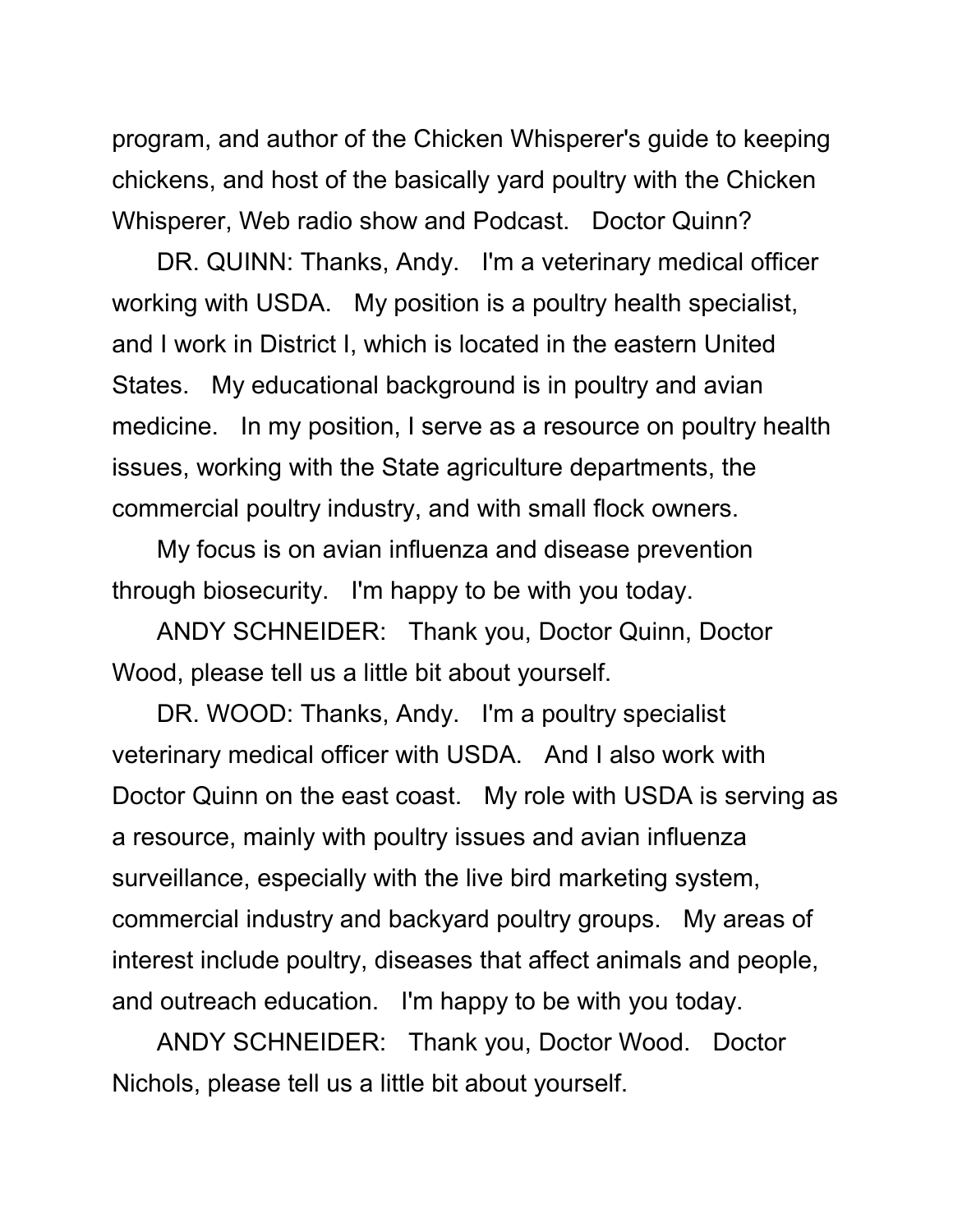program, and author of the Chicken Whisperer's guide to keeping chickens, and host of the basically yard poultry with the Chicken Whisperer, Web radio show and Podcast. Doctor Quinn?

DR. QUINN: Thanks, Andy. I'm a veterinary medical officer working with USDA. My position is a poultry health specialist, and I work in District I, which is located in the eastern United States. My educational background is in poultry and avian medicine. In my position, I serve as a resource on poultry health issues, working with the State agriculture departments, the commercial poultry industry, and with small flock owners.

My focus is on avian influenza and disease prevention through biosecurity. I'm happy to be with you today.

ANDY SCHNEIDER: Thank you, Doctor Quinn, Doctor Wood, please tell us a little bit about yourself.

DR. WOOD: Thanks, Andy. I'm a poultry specialist veterinary medical officer with USDA. And I also work with Doctor Quinn on the east coast. My role with USDA is serving as a resource, mainly with poultry issues and avian influenza surveillance, especially with the live bird marketing system, commercial industry and backyard poultry groups. My areas of interest include poultry, diseases that affect animals and people, and outreach education. I'm happy to be with you today.

ANDY SCHNEIDER: Thank you, Doctor Wood. Doctor Nichols, please tell us a little bit about yourself.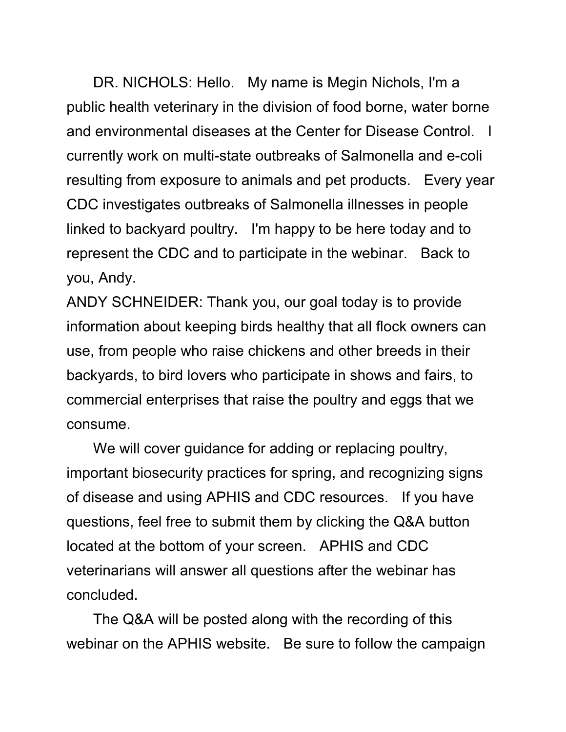DR. NICHOLS: Hello. My name is Megin Nichols, I'm a public health veterinary in the division of food borne, water borne and environmental diseases at the Center for Disease Control. I currently work on multi-state outbreaks of Salmonella and e-coli resulting from exposure to animals and pet products. Every year CDC investigates outbreaks of Salmonella illnesses in people linked to backyard poultry. I'm happy to be here today and to represent the CDC and to participate in the webinar. Back to you, Andy.

ANDY SCHNEIDER: Thank you, our goal today is to provide information about keeping birds healthy that all flock owners can use, from people who raise chickens and other breeds in their backyards, to bird lovers who participate in shows and fairs, to commercial enterprises that raise the poultry and eggs that we consume.

We will cover guidance for adding or replacing poultry, important biosecurity practices for spring, and recognizing signs of disease and using APHIS and CDC resources. If you have questions, feel free to submit them by clicking the Q&A button located at the bottom of your screen. APHIS and CDC veterinarians will answer all questions after the webinar has concluded.

The Q&A will be posted along with the recording of this webinar on the APHIS website. Be sure to follow the campaign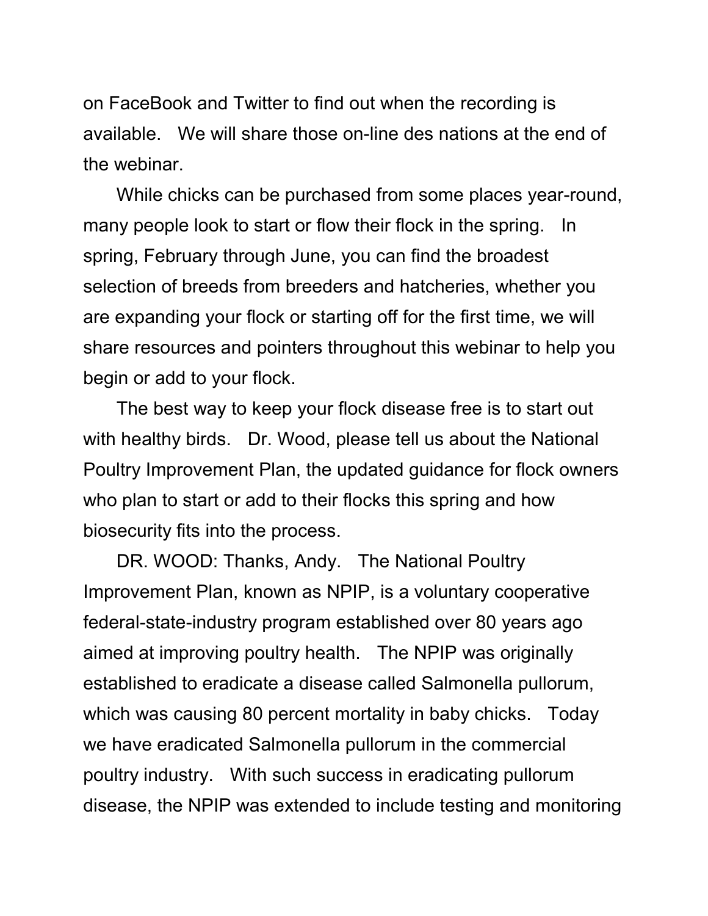on FaceBook and Twitter to find out when the recording is available. We will share those on-line des nations at the end of the webinar.

While chicks can be purchased from some places year-round, many people look to start or flow their flock in the spring. In spring, February through June, you can find the broadest selection of breeds from breeders and hatcheries, whether you are expanding your flock or starting off for the first time, we will share resources and pointers throughout this webinar to help you begin or add to your flock.

The best way to keep your flock disease free is to start out with healthy birds. Dr. Wood, please tell us about the National Poultry Improvement Plan, the updated guidance for flock owners who plan to start or add to their flocks this spring and how biosecurity fits into the process.

DR. WOOD: Thanks, Andy. The National Poultry Improvement Plan, known as NPIP, is a voluntary cooperative federal-state-industry program established over 80 years ago aimed at improving poultry health. The NPIP was originally established to eradicate a disease called Salmonella pullorum, which was causing 80 percent mortality in baby chicks. Today we have eradicated Salmonella pullorum in the commercial poultry industry. With such success in eradicating pullorum disease, the NPIP was extended to include testing and monitoring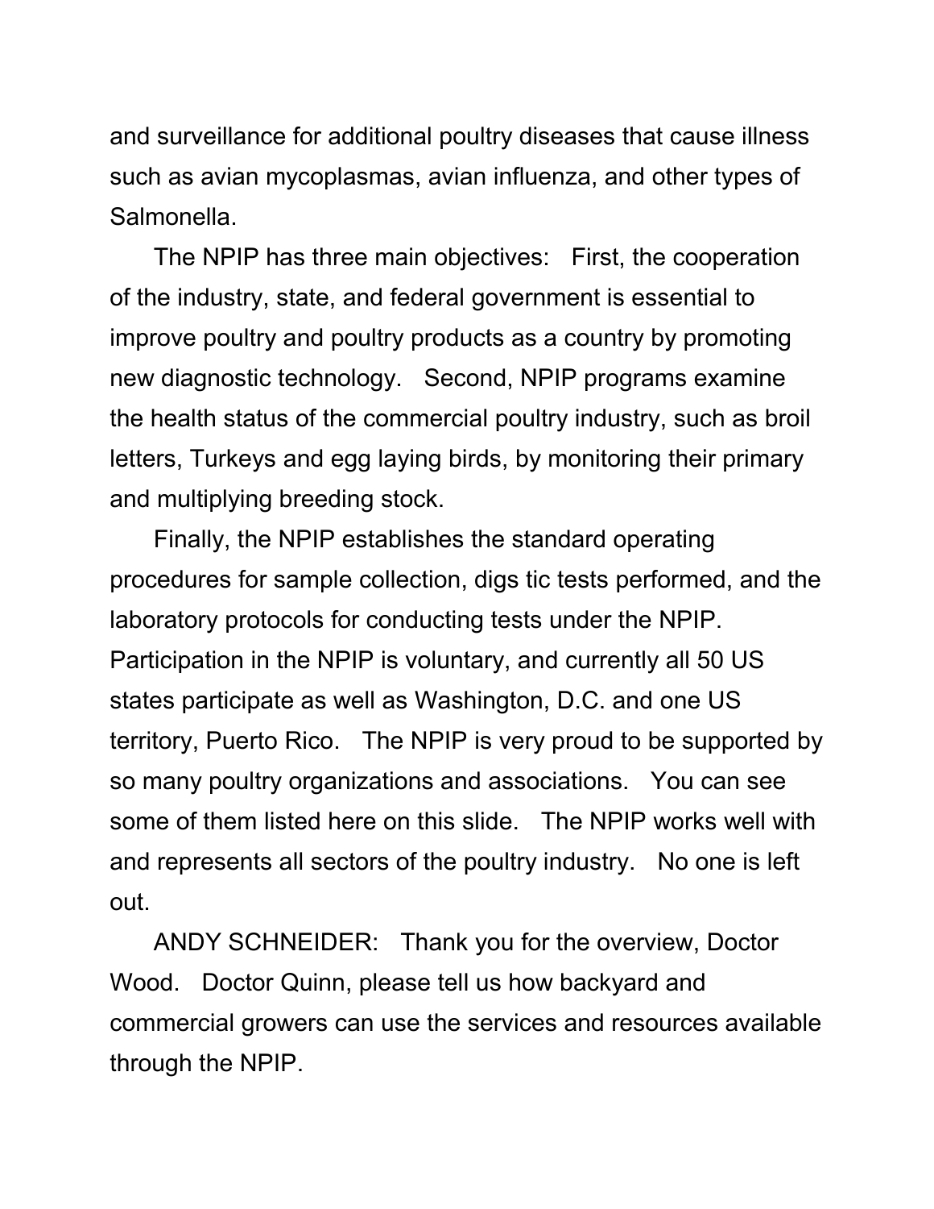and surveillance for additional poultry diseases that cause illness such as avian mycoplasmas, avian influenza, and other types of Salmonella.

The NPIP has three main objectives: First, the cooperation of the industry, state, and federal government is essential to improve poultry and poultry products as a country by promoting new diagnostic technology. Second, NPIP programs examine the health status of the commercial poultry industry, such as broil letters, Turkeys and egg laying birds, by monitoring their primary and multiplying breeding stock.

Finally, the NPIP establishes the standard operating procedures for sample collection, digs tic tests performed, and the laboratory protocols for conducting tests under the NPIP. Participation in the NPIP is voluntary, and currently all 50 US states participate as well as Washington, D.C. and one US territory, Puerto Rico. The NPIP is very proud to be supported by so many poultry organizations and associations. You can see some of them listed here on this slide. The NPIP works well with and represents all sectors of the poultry industry. No one is left out.

ANDY SCHNEIDER: Thank you for the overview, Doctor Wood. Doctor Quinn, please tell us how backyard and commercial growers can use the services and resources available through the NPIP.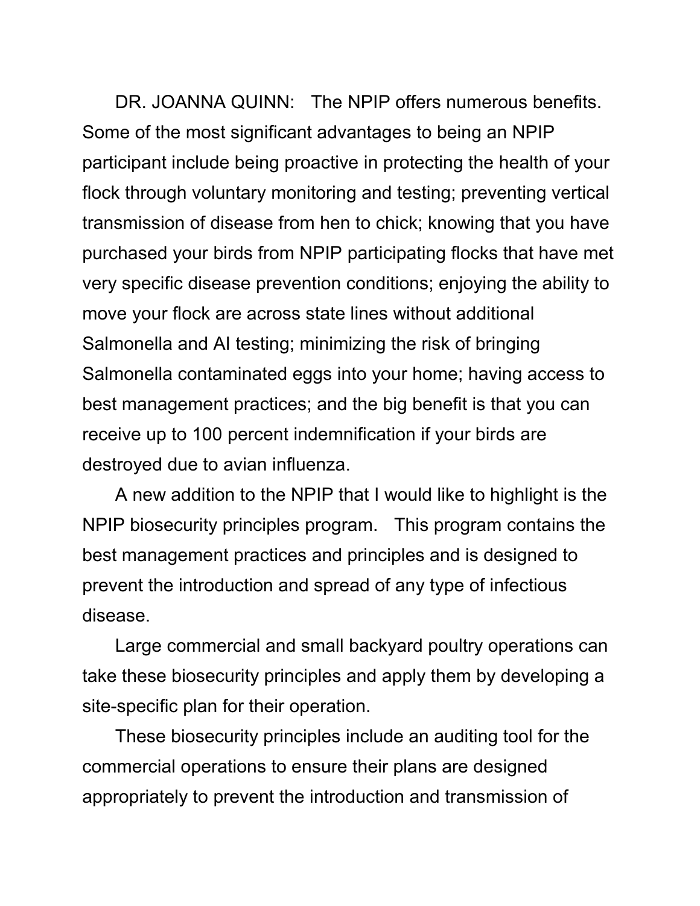DR. JOANNA QUINN: The NPIP offers numerous benefits. Some of the most significant advantages to being an NPIP participant include being proactive in protecting the health of your flock through voluntary monitoring and testing; preventing vertical transmission of disease from hen to chick; knowing that you have purchased your birds from NPIP participating flocks that have met very specific disease prevention conditions; enjoying the ability to move your flock are across state lines without additional Salmonella and AI testing; minimizing the risk of bringing Salmonella contaminated eggs into your home; having access to best management practices; and the big benefit is that you can receive up to 100 percent indemnification if your birds are destroyed due to avian influenza.

A new addition to the NPIP that I would like to highlight is the NPIP biosecurity principles program. This program contains the best management practices and principles and is designed to prevent the introduction and spread of any type of infectious disease.

Large commercial and small backyard poultry operations can take these biosecurity principles and apply them by developing a site-specific plan for their operation.

These biosecurity principles include an auditing tool for the commercial operations to ensure their plans are designed appropriately to prevent the introduction and transmission of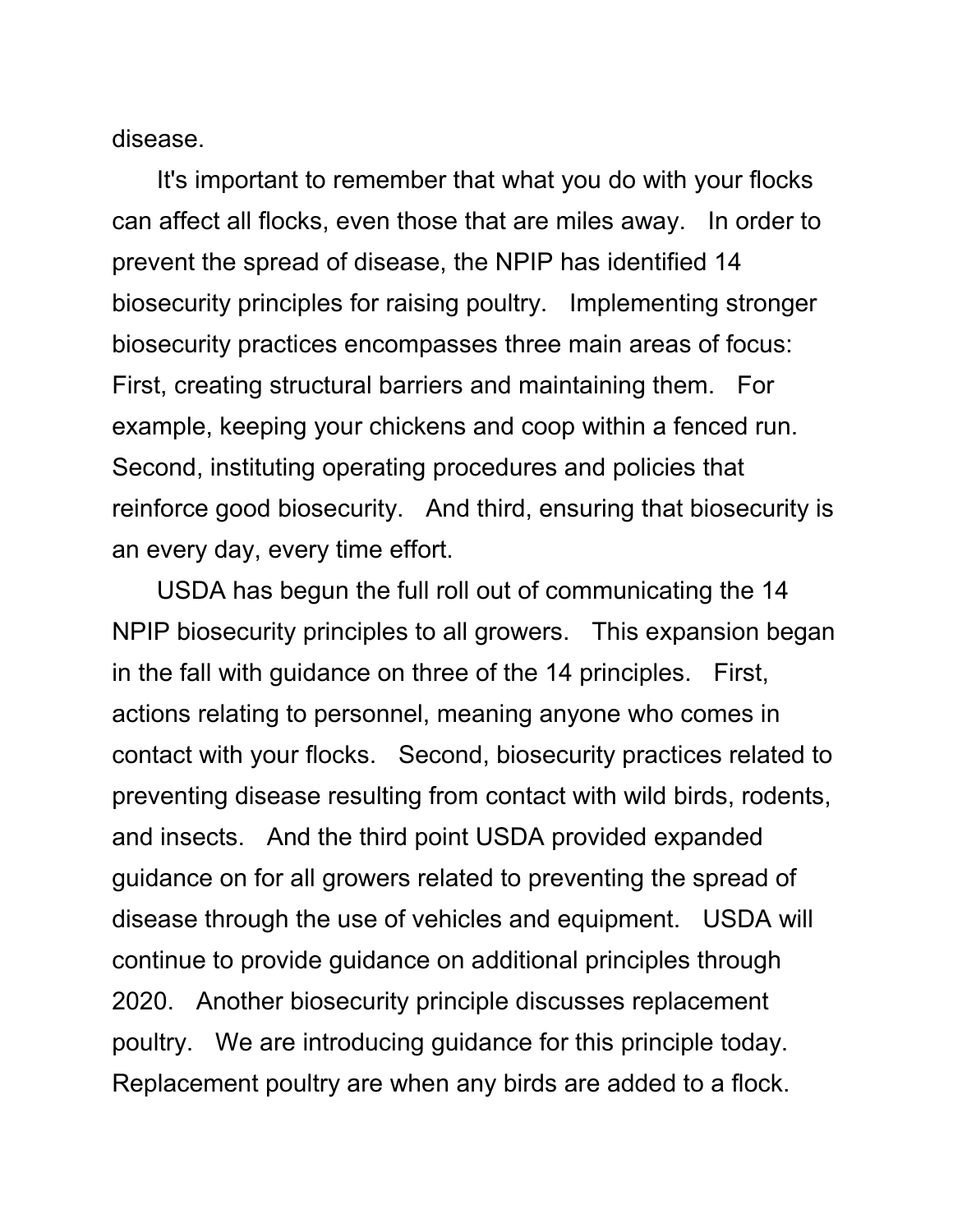disease.

It's important to remember that what you do with your flocks can affect all flocks, even those that are miles away. In order to prevent the spread of disease, the NPIP has identified 14 biosecurity principles for raising poultry. Implementing stronger biosecurity practices encompasses three main areas of focus: First, creating structural barriers and maintaining them. For example, keeping your chickens and coop within a fenced run. Second, instituting operating procedures and policies that reinforce good biosecurity. And third, ensuring that biosecurity is an every day, every time effort.

USDA has begun the full roll out of communicating the 14 NPIP biosecurity principles to all growers. This expansion began in the fall with guidance on three of the 14 principles. First, actions relating to personnel, meaning anyone who comes in contact with your flocks. Second, biosecurity practices related to preventing disease resulting from contact with wild birds, rodents, and insects. And the third point USDA provided expanded guidance on for all growers related to preventing the spread of disease through the use of vehicles and equipment. USDA will continue to provide guidance on additional principles through 2020. Another biosecurity principle discusses replacement poultry. We are introducing guidance for this principle today. Replacement poultry are when any birds are added to a flock.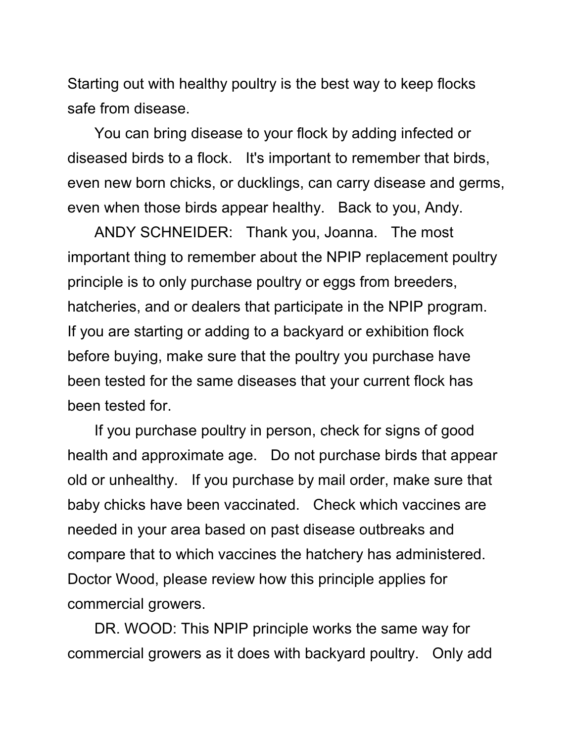Starting out with healthy poultry is the best way to keep flocks safe from disease.

You can bring disease to your flock by adding infected or diseased birds to a flock.   It's important to remember that birds, even new born chicks, or ducklings, can carry disease and germs, even when those birds appear healthy.   Back to you, Andy.

ANDY SCHNEIDER:   Thank you, Joanna.   The most important thing to remember about the NPIP replacement poultry principle is to only purchase poultry or eggs from breeders, hatcheries, and or dealers that participate in the NPIP program. If you are starting or adding to a backyard or exhibition flock before buying, make sure that the poultry you purchase have been tested for the same diseases that your current flock has been tested for.

If you purchase poultry in person, check for signs of good health and approximate age.   Do not purchase birds that appear old or unhealthy.   If you purchase by mail order, make sure that baby chicks have been vaccinated.   Check which vaccines are needed in your area based on past disease outbreaks and compare that to which vaccines the hatchery has administered. Doctor Wood, please review how this principle applies for commercial growers.

DR. WOOD: This NPIP principle works the same way for commercial growers as it does with backyard poultry.   Only add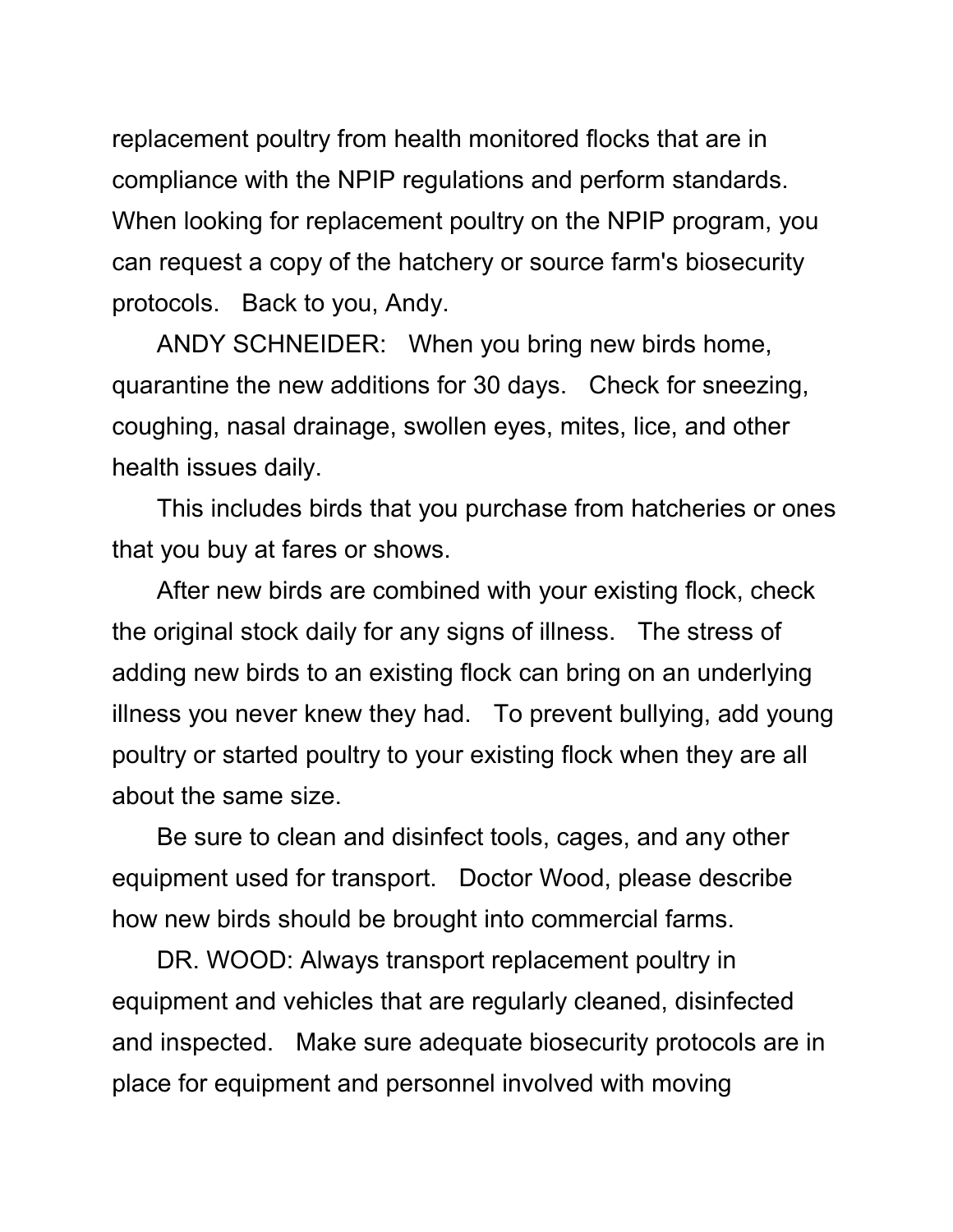replacement poultry from health monitored flocks that are in compliance with the NPIP regulations and perform standards. When looking for replacement poultry on the NPIP program, you can request a copy of the hatchery or source farm's biosecurity protocols.   Back to you, Andy.

ANDY SCHNEIDER:   When you bring new birds home, quarantine the new additions for 30 days.   Check for sneezing, coughing, nasal drainage, swollen eyes, mites, lice, and other health issues daily.

This includes birds that you purchase from hatcheries or ones that you buy at fares or shows.

After new birds are combined with your existing flock, check the original stock daily for any signs of illness.   The stress of adding new birds to an existing flock can bring on an underlying illness you never knew they had.   To prevent bullying, add young poultry or started poultry to your existing flock when they are all about the same size.

Be sure to clean and disinfect tools, cages, and any other equipment used for transport.   Doctor Wood, please describe how new birds should be brought into commercial farms.

DR. WOOD: Always transport replacement poultry in equipment and vehicles that are regularly cleaned, disinfected and inspected.   Make sure adequate biosecurity protocols are in place for equipment and personnel involved with moving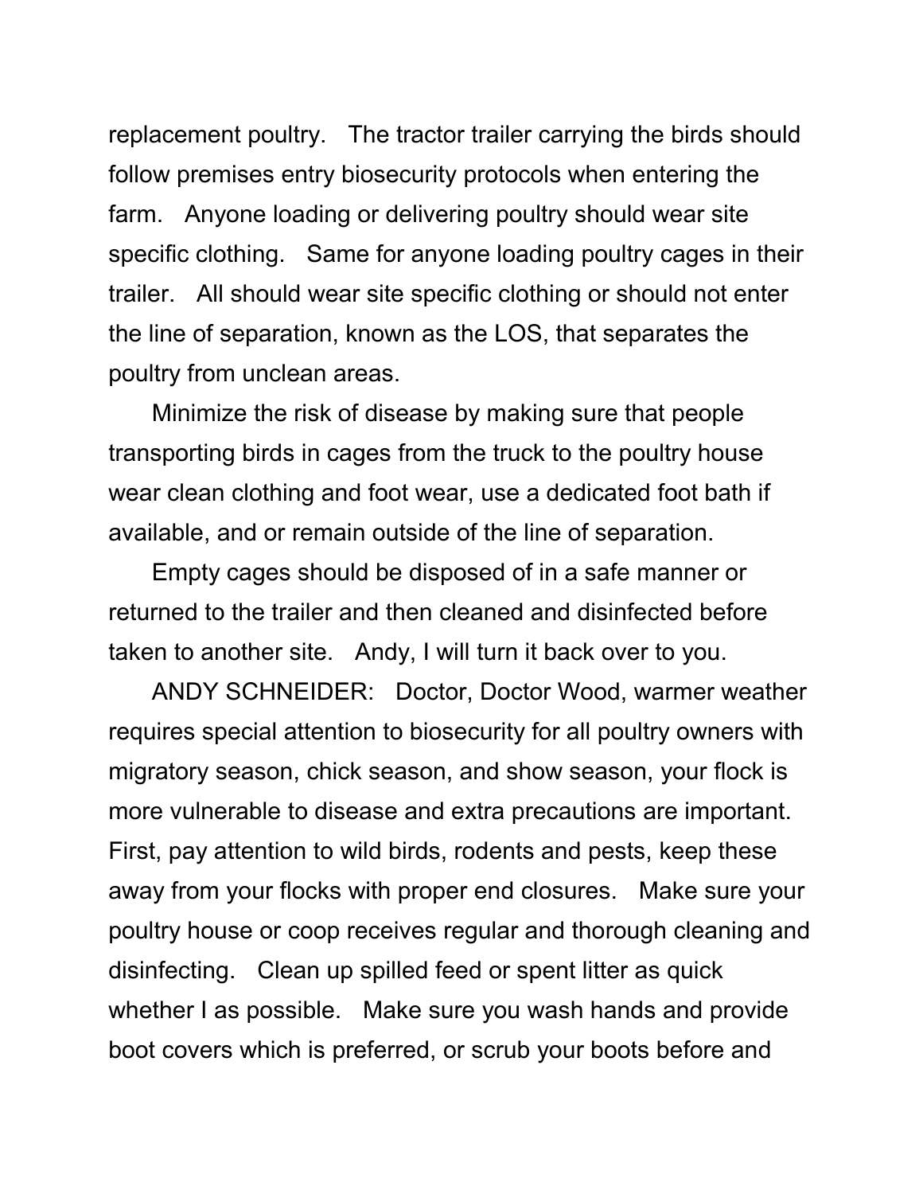replacement poultry. The tractor trailer carrying the birds should follow premises entry biosecurity protocols when entering the farm. Anyone loading or delivering poultry should wear site specific clothing. Same for anyone loading poultry cages in their trailer. All should wear site specific clothing or should not enter the line of separation, known as the LOS, that separates the poultry from unclean areas.

Minimize the risk of disease by making sure that people transporting birds in cages from the truck to the poultry house wear clean clothing and foot wear, use a dedicated foot bath if available, and or remain outside of the line of separation.

Empty cages should be disposed of in a safe manner or returned to the trailer and then cleaned and disinfected before taken to another site. Andy, I will turn it back over to you.

ANDY SCHNEIDER: Doctor, Doctor Wood, warmer weather requires special attention to biosecurity for all poultry owners with migratory season, chick season, and show season, your flock is more vulnerable to disease and extra precautions are important. First, pay attention to wild birds, rodents and pests, keep these away from your flocks with proper end closures. Make sure your poultry house or coop receives regular and thorough cleaning and disinfecting. Clean up spilled feed or spent litter as quick whether I as possible. Make sure you wash hands and provide boot covers which is preferred, or scrub your boots before and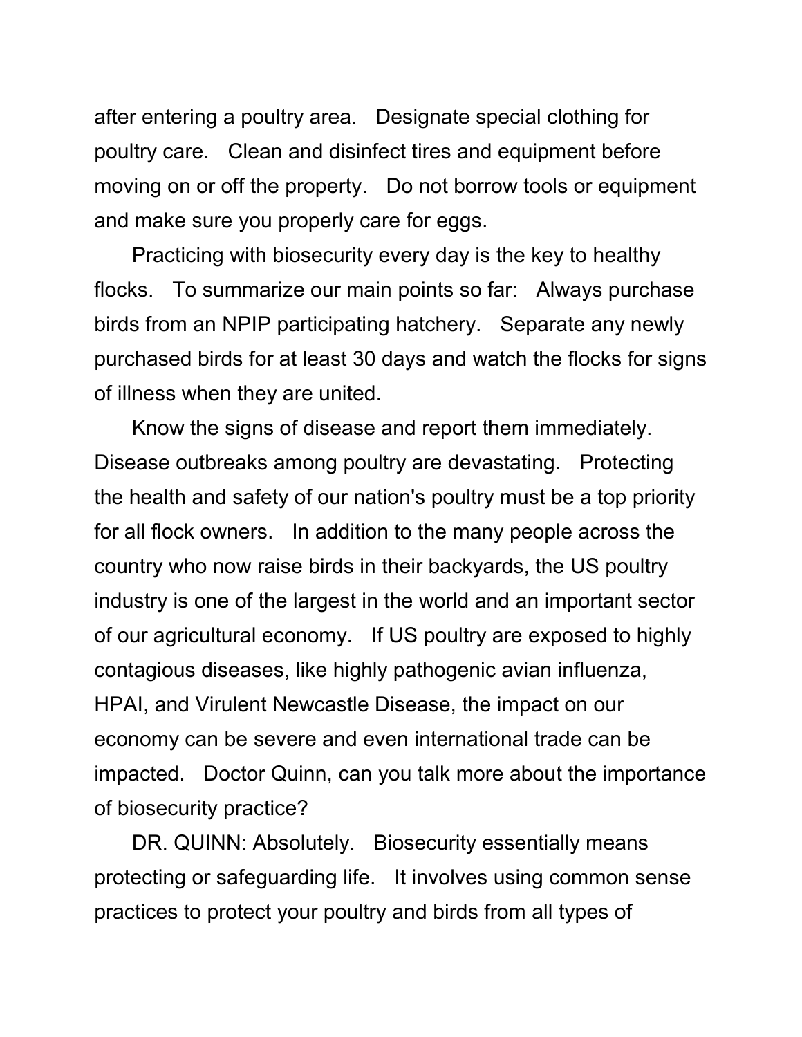after entering a poultry area. Designate special clothing for poultry care. Clean and disinfect tires and equipment before moving on or off the property. Do not borrow tools or equipment and make sure you properly care for eggs.

Practicing with biosecurity every day is the key to healthy flocks. To summarize our main points so far: Always purchase birds from an NPIP participating hatchery. Separate any newly purchased birds for at least 30 days and watch the flocks for signs of illness when they are united.

Know the signs of disease and report them immediately. Disease outbreaks among poultry are devastating. Protecting the health and safety of our nation's poultry must be a top priority for all flock owners. In addition to the many people across the country who now raise birds in their backyards, the US poultry industry is one of the largest in the world and an important sector of our agricultural economy. If US poultry are exposed to highly contagious diseases, like highly pathogenic avian influenza, HPAI, and Virulent Newcastle Disease, the impact on our economy can be severe and even international trade can be impacted. Doctor Quinn, can you talk more about the importance of biosecurity practice?

DR. QUINN: Absolutely. Biosecurity essentially means protecting or safeguarding life. It involves using common sense practices to protect your poultry and birds from all types of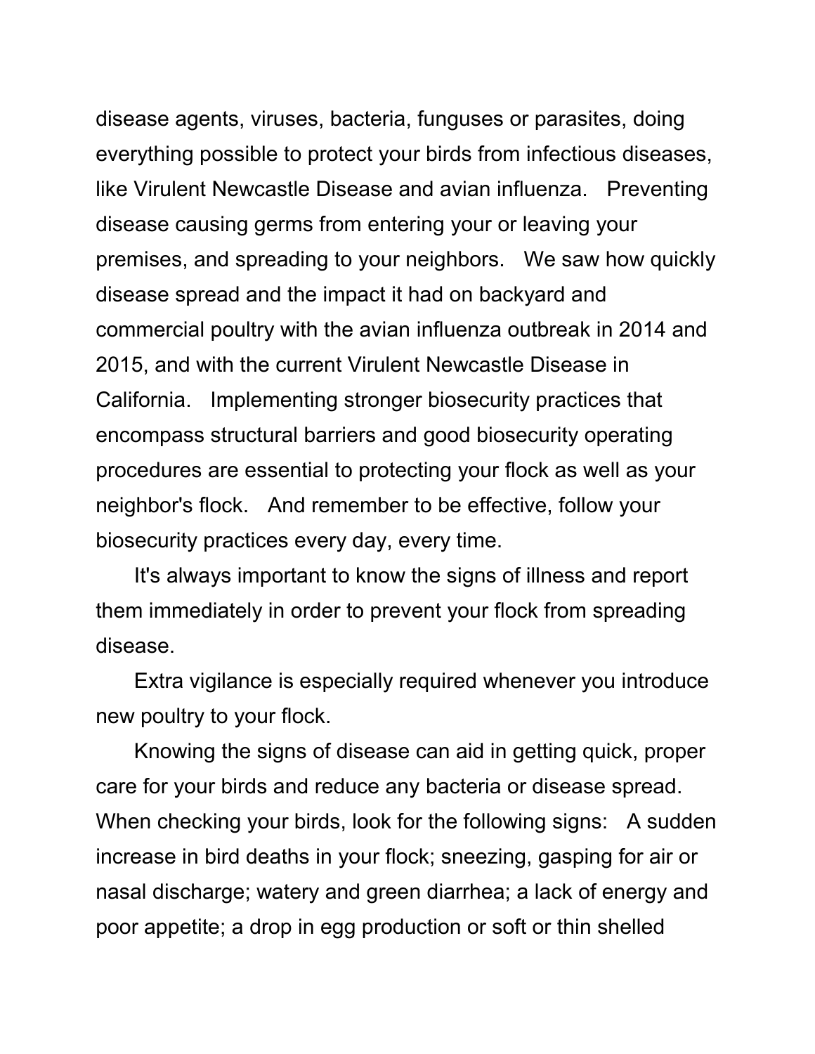disease agents, viruses, bacteria, funguses or parasites, doing everything possible to protect your birds from infectious diseases, like Virulent Newcastle Disease and avian influenza.   Preventing disease causing germs from entering your or leaving your premises, and spreading to your neighbors.   We saw how quickly disease spread and the impact it had on backyard and commercial poultry with the avian influenza outbreak in 2014 and 2015, and with the current Virulent Newcastle Disease in California.   Implementing stronger biosecurity practices that encompass structural barriers and good biosecurity operating procedures are essential to protecting your flock as well as your neighbor's flock.   And remember to be effective, follow your biosecurity practices every day, every time.

It's always important to know the signs of illness and report them immediately in order to prevent your flock from spreading disease.

Extra vigilance is especially required whenever you introduce new poultry to your flock.

Knowing the signs of disease can aid in getting quick, proper care for your birds and reduce any bacteria or disease spread. When checking your birds, look for the following signs:   A sudden increase in bird deaths in your flock; sneezing, gasping for air or nasal discharge; watery and green diarrhea; a lack of energy and poor appetite; a drop in egg production or soft or thin shelled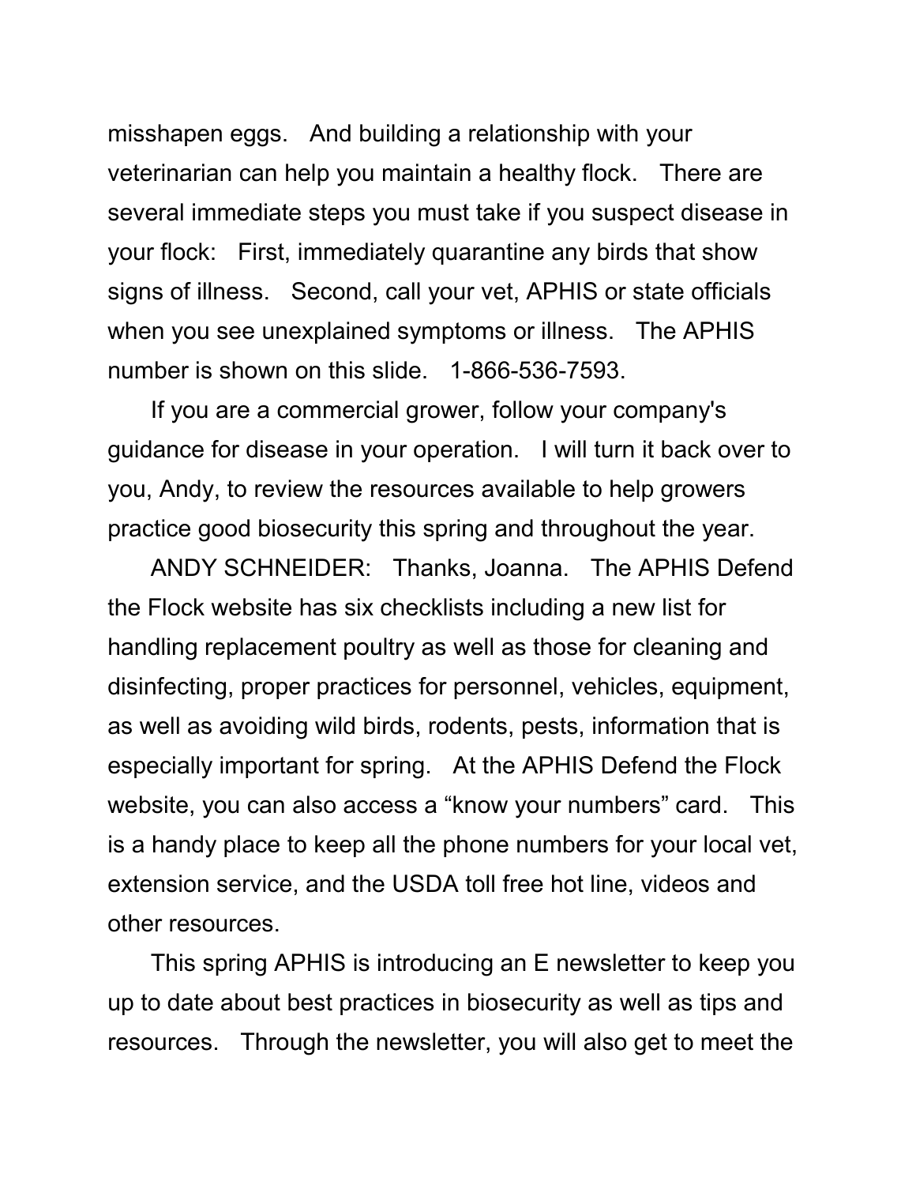misshapen eggs. And building a relationship with your veterinarian can help you maintain a healthy flock. There are several immediate steps you must take if you suspect disease in your flock: First, immediately quarantine any birds that show signs of illness. Second, call your vet, APHIS or state officials when you see unexplained symptoms or illness. The APHIS number is shown on this slide. 1-866-536-7593.

If you are a commercial grower, follow your company's guidance for disease in your operation. I will turn it back over to you, Andy, to review the resources available to help growers practice good biosecurity this spring and throughout the year.

ANDY SCHNEIDER: Thanks, Joanna. The APHIS Defend the Flock website has six checklists including a new list for handling replacement poultry as well as those for cleaning and disinfecting, proper practices for personnel, vehicles, equipment, as well as avoiding wild birds, rodents, pests, information that is especially important for spring. At the APHIS Defend the Flock website, you can also access a "know your numbers" card. This is a handy place to keep all the phone numbers for your local vet, extension service, and the USDA toll free hot line, videos and other resources.

This spring APHIS is introducing an E newsletter to keep you up to date about best practices in biosecurity as well as tips and resources. Through the newsletter, you will also get to meet the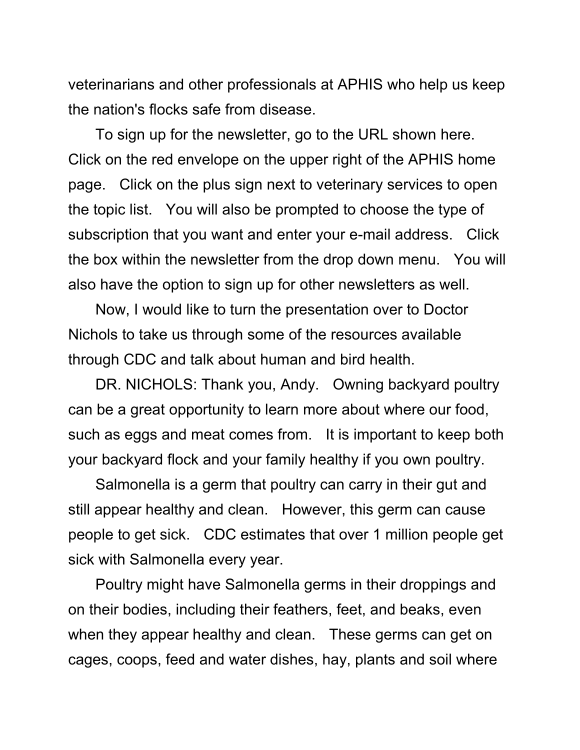veterinarians and other professionals at APHIS who help us keep the nation's flocks safe from disease.

To sign up for the newsletter, go to the URL shown here. Click on the red envelope on the upper right of the APHIS home page. Click on the plus sign next to veterinary services to open the topic list. You will also be prompted to choose the type of subscription that you want and enter your e-mail address. Click the box within the newsletter from the drop down menu. You will also have the option to sign up for other newsletters as well.

Now, I would like to turn the presentation over to Doctor Nichols to take us through some of the resources available through CDC and talk about human and bird health.

DR. NICHOLS: Thank you, Andy. Owning backyard poultry can be a great opportunity to learn more about where our food, such as eggs and meat comes from. It is important to keep both your backyard flock and your family healthy if you own poultry.

Salmonella is a germ that poultry can carry in their gut and still appear healthy and clean. However, this germ can cause people to get sick. CDC estimates that over 1 million people get sick with Salmonella every year.

Poultry might have Salmonella germs in their droppings and on their bodies, including their feathers, feet, and beaks, even when they appear healthy and clean. These germs can get on cages, coops, feed and water dishes, hay, plants and soil where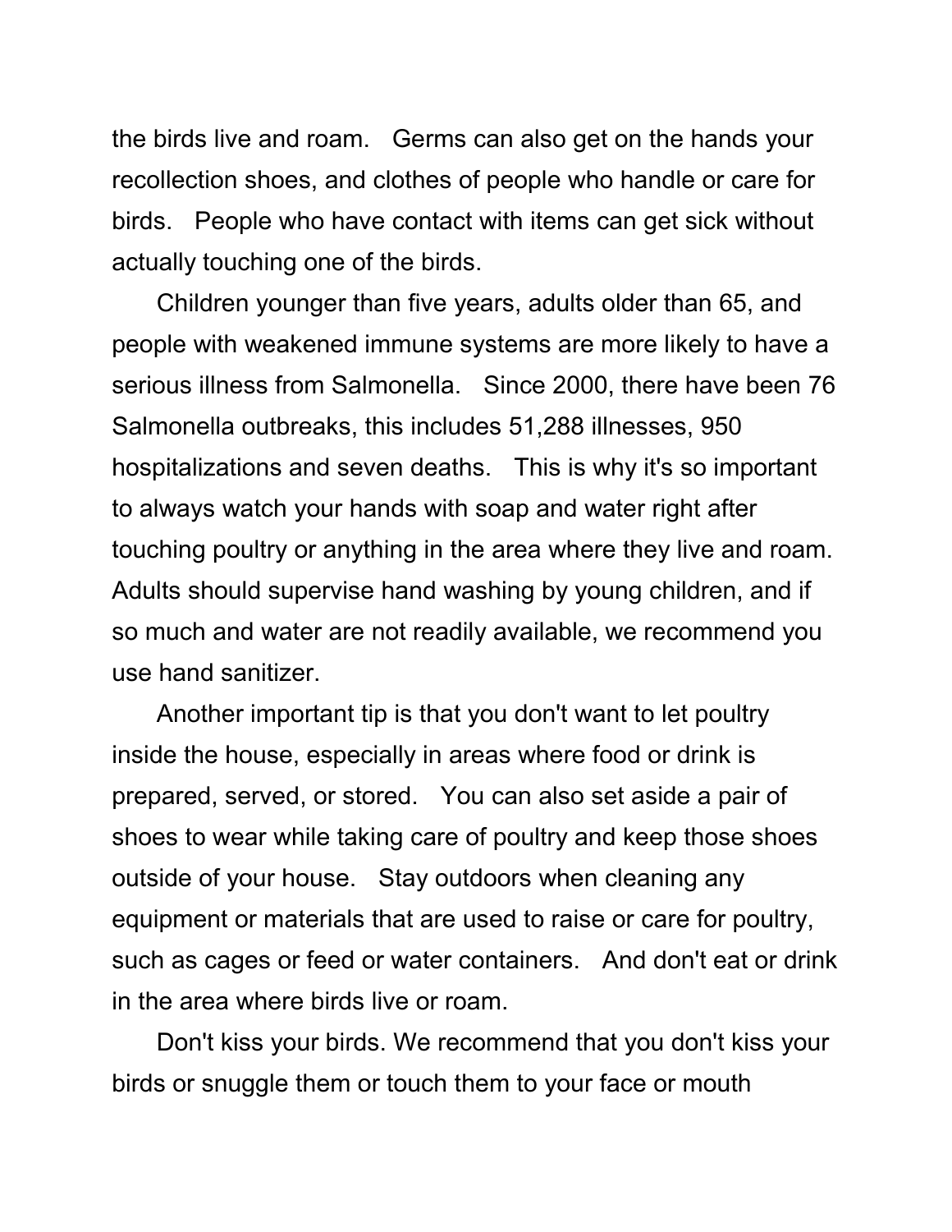the birds live and roam. Germs can also get on the hands your recollection shoes, and clothes of people who handle or care for birds. People who have contact with items can get sick without actually touching one of the birds.

Children younger than five years, adults older than 65, and people with weakened immune systems are more likely to have a serious illness from Salmonella. Since 2000, there have been 76 Salmonella outbreaks, this includes 51,288 illnesses, 950 hospitalizations and seven deaths. This is why it's so important to always watch your hands with soap and water right after touching poultry or anything in the area where they live and roam. Adults should supervise hand washing by young children, and if so much and water are not readily available, we recommend you use hand sanitizer.

Another important tip is that you don't want to let poultry inside the house, especially in areas where food or drink is prepared, served, or stored. You can also set aside a pair of shoes to wear while taking care of poultry and keep those shoes outside of your house. Stay outdoors when cleaning any equipment or materials that are used to raise or care for poultry, such as cages or feed or water containers. And don't eat or drink in the area where birds live or roam.

Don't kiss your birds. We recommend that you don't kiss your birds or snuggle them or touch them to your face or mouth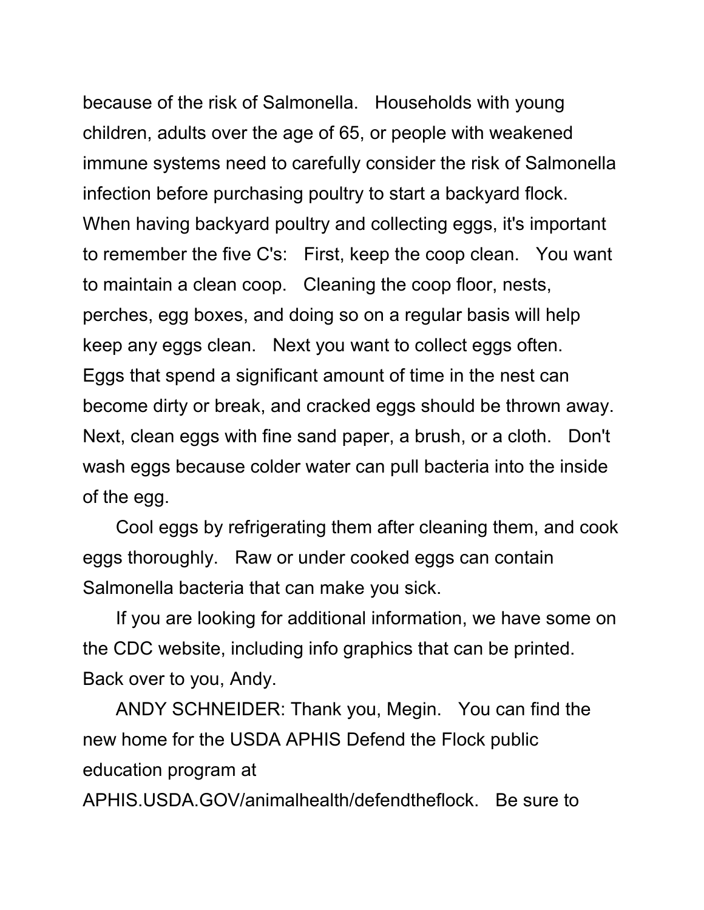because of the risk of Salmonella. Households with young children, adults over the age of 65, or people with weakened immune systems need to carefully consider the risk of Salmonella infection before purchasing poultry to start a backyard flock. When having backyard poultry and collecting eggs, it's important to remember the five C's: First, keep the coop clean. You want to maintain a clean coop. Cleaning the coop floor, nests, perches, egg boxes, and doing so on a regular basis will help keep any eggs clean. Next you want to collect eggs often. Eggs that spend a significant amount of time in the nest can become dirty or break, and cracked eggs should be thrown away. Next, clean eggs with fine sand paper, a brush, or a cloth. Don't wash eggs because colder water can pull bacteria into the inside of the egg.

Cool eggs by refrigerating them after cleaning them, and cook eggs thoroughly. Raw or under cooked eggs can contain Salmonella bacteria that can make you sick.

If you are looking for additional information, we have some on the CDC website, including info graphics that can be printed. Back over to you, Andy.

ANDY SCHNEIDER: Thank you, Megin. You can find the new home for the USDA APHIS Defend the Flock public education program at APHIS.USDA.GOV/animalhealth/defendtheflock. Be sure to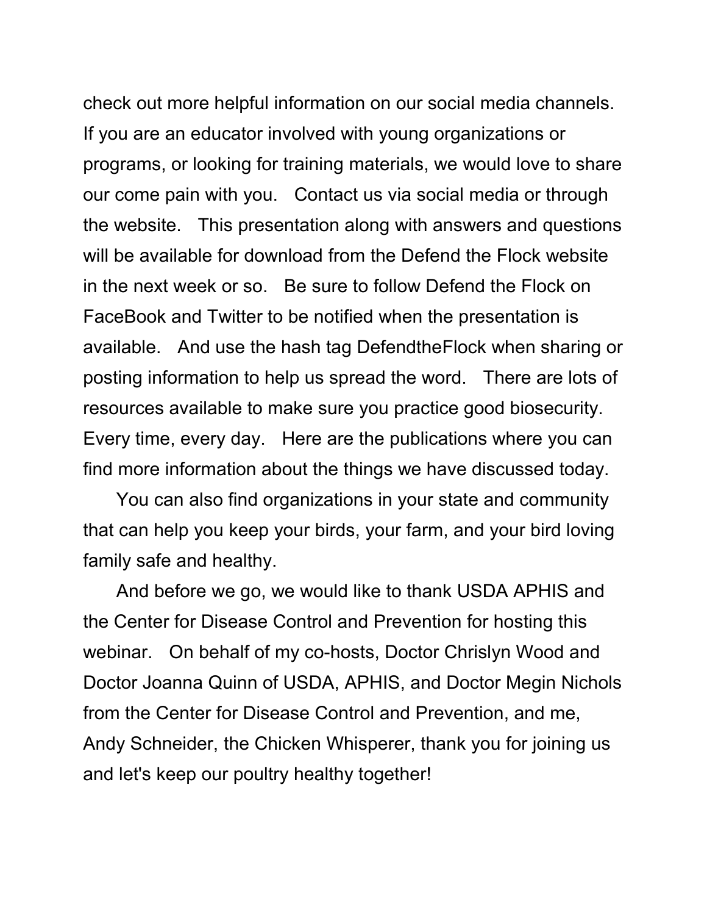check out more helpful information on our social media channels. If you are an educator involved with young organizations or programs, or looking for training materials, we would love to share our come pain with you. Contact us via social media or through the website. This presentation along with answers and questions will be available for download from the Defend the Flock website in the next week or so. Be sure to follow Defend the Flock on FaceBook and Twitter to be notified when the presentation is available. And use the hash tag DefendtheFlock when sharing or posting information to help us spread the word. There are lots of resources available to make sure you practice good biosecurity. Every time, every day. Here are the publications where you can find more information about the things we have discussed today.

You can also find organizations in your state and community that can help you keep your birds, your farm, and your bird loving family safe and healthy.

And before we go, we would like to thank USDA APHIS and the Center for Disease Control and Prevention for hosting this webinar. On behalf of my co-hosts, Doctor Chrislyn Wood and Doctor Joanna Quinn of USDA, APHIS, and Doctor Megin Nichols from the Center for Disease Control and Prevention, and me, Andy Schneider, the Chicken Whisperer, thank you for joining us and let's keep our poultry healthy together!